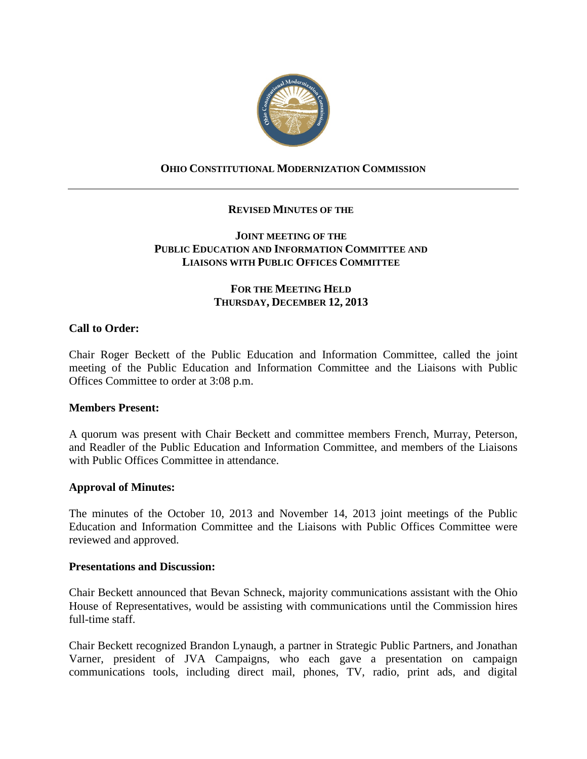# OHIO CONSTITUTIONAL MODERNIZATION COMMISSION

---

## REVISED MINUTES OF THE

## JOINT MEETING OF THE PUBLIC EDUCATION AND INFORMATION COMMITTEE AND LIAISONS WITH PUBLIC OFFICES COMMITTEE

## FOR THE MEETING HELD THURSDAY, DECEMBER 12, 2013

**Call to Order:**

Chair Roger Beckett of the Public Education and Information Committee, called the joint meeting of the Public Education and Information Committee and the Liaisons with Public Offices Committee to order at 3:08 p.m.

**Members Present:**

A quorum was present with Chair Beckett and committee members French, Murray, Peterson, and Readler of the Public Education and Information Committee, and members of the Liaisons with Public Offices Committee in attendance.

**Approval of Minutes:**

The minutes of the October 10, 2013 and November 14, 2013 joint meetings of the Public Education and Information Committee and the Liaisons with Public Offices Committee were reviewed and approved.

**Presentations and Discussion:**

Chair Beckett announced that Bevan Schneck, majority communications assistant with the Ohio House of Representatives, would be assisting with communications until the Commission hires full-time staff.

Chair Beckett recognized Brandon Lynaugh, a partner in Strategic Public Partners, and Jonathan Varner, president of JVA Campaigns, who each gave a presentation on campaign communications tools, including direct mail, phones, TV, radio, print ads, and digital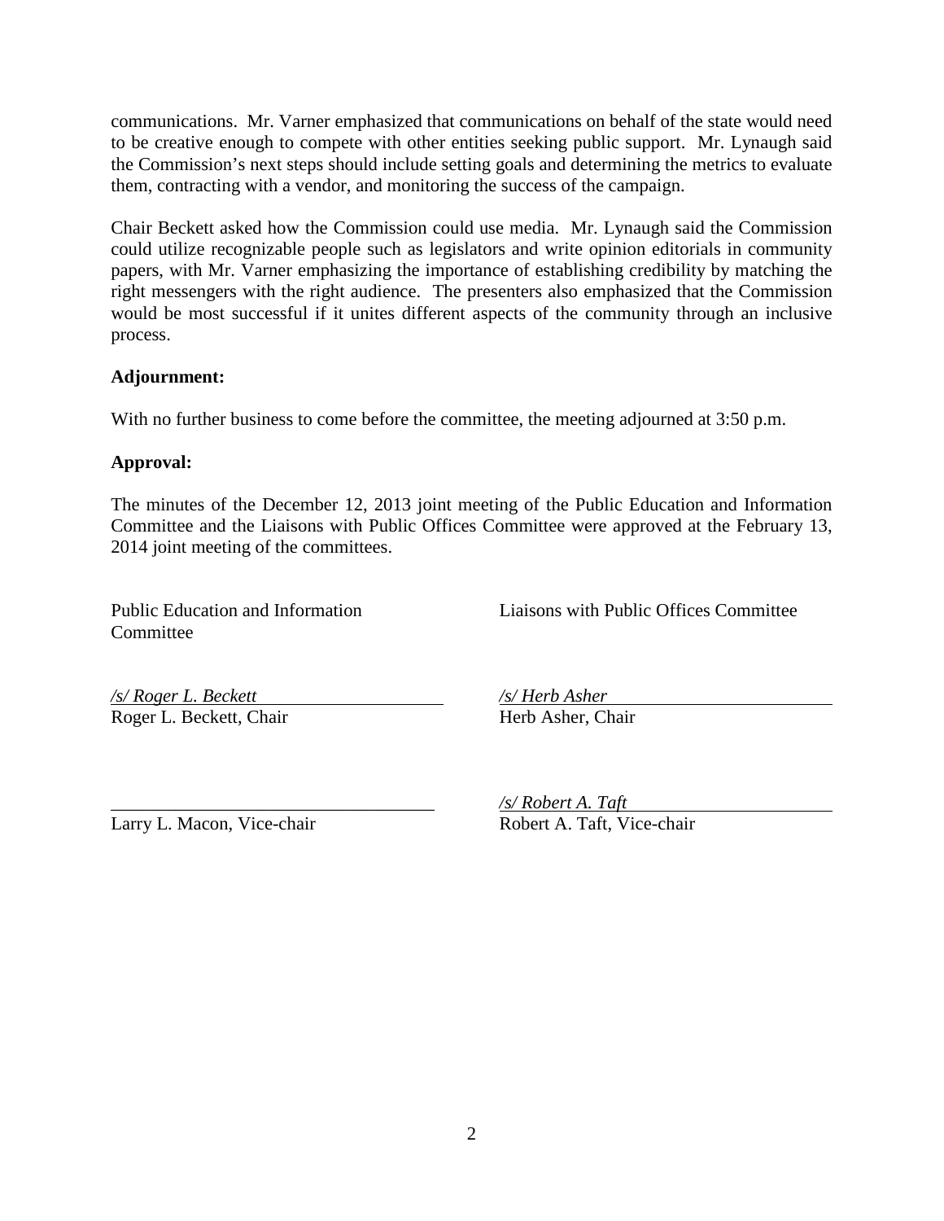communications. Mr. Varner emphasized that communications on behalf of the state would need to be creative enough to compete with other entities seeking public support. Mr. Lynaugh said the Commission's next steps should include setting goals and determining the metrics to evaluate them, contracting with a vendor, and monitoring the success of the campaign.

Chair Beckett asked how the Commission could use media. Mr. Lynaugh said the Commission could utilize recognizable people such as legislators and write opinion editorials in community papers, with Mr. Varner emphasizing the importance of establishing credibility by matching the right messengers with the right audience. The presenters also emphasized that the Commission would be most successful if it unites different aspects of the community through an inclusive process.

**Adjournment:**

With no further business to come before the committee, the meeting adjourned at 3:50 p.m.

**Approval:**

The minutes of the December 12, 2013 joint meeting of the Public Education and Information Committee and the Liaisons with Public Offices Committee were approved at the February 13, 2014 joint meeting of the committees.

Public Education and Information Committee

*/s/ Roger L. Beckett*
Roger L. Beckett, Chair

\_\_\_\_\_\_\_\_\_\_\_\_\_\_\_\_\_\_\_\_\_\_\_\_\_\_\_\_\_\_\_\_\_\_\_
Larry L. Macon, Vice-chair

Liaisons with Public Offices Committee

*/s/ Herb Asher*
Herb Asher, Chair

*/s/ Robert A. Taft*
Robert A. Taft, Vice-chair